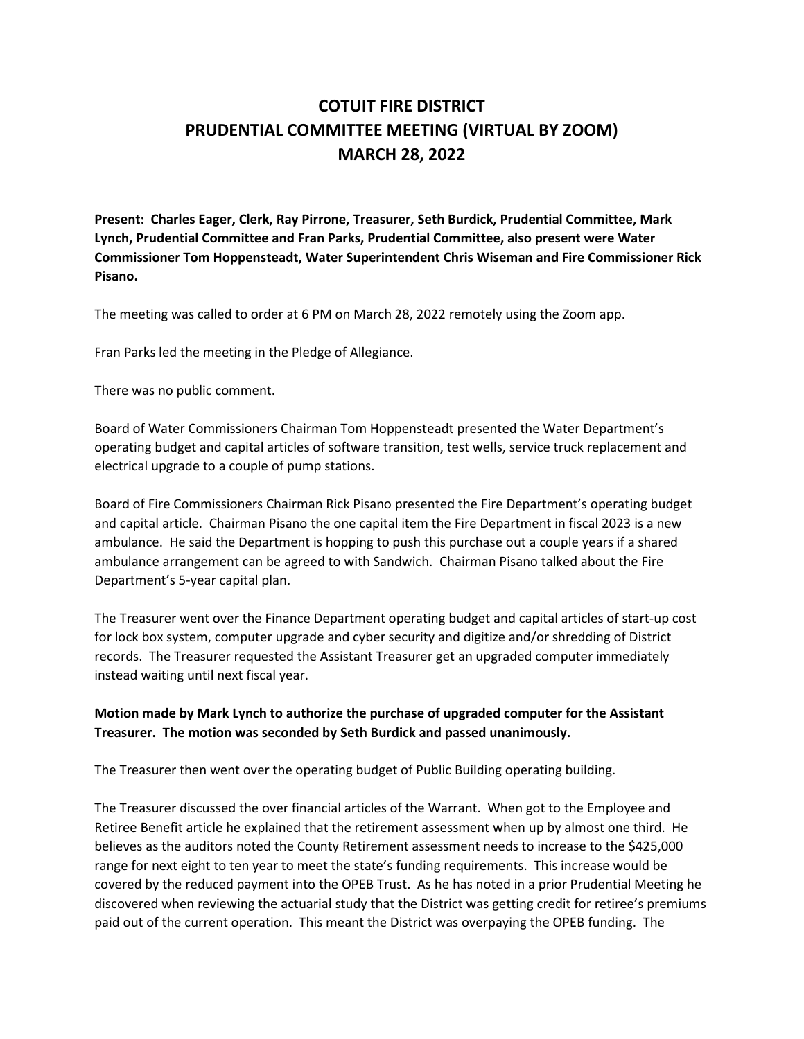# COTUIT FIRE DISTRICT
# PRUDENTIAL COMMITTEE MEETING (VIRTUAL BY ZOOM)
# MARCH 28, 2022

**Present: Charles Eager, Clerk, Ray Pirrone, Treasurer, Seth Burdick, Prudential Committee, Mark Lynch, Prudential Committee and Fran Parks, Prudential Committee, also present were Water Commissioner Tom Hoppensteadt, Water Superintendent Chris Wiseman and Fire Commissioner Rick Pisano.**

The meeting was called to order at 6 PM on March 28, 2022 remotely using the Zoom app.

Fran Parks led the meeting in the Pledge of Allegiance.

There was no public comment.

Board of Water Commissioners Chairman Tom Hoppensteadt presented the Water Department's operating budget and capital articles of software transition, test wells, service truck replacement and electrical upgrade to a couple of pump stations.

Board of Fire Commissioners Chairman Rick Pisano presented the Fire Department's operating budget and capital article. Chairman Pisano the one capital item the Fire Department in fiscal 2023 is a new ambulance. He said the Department is hopping to push this purchase out a couple years if a shared ambulance arrangement can be agreed to with Sandwich. Chairman Pisano talked about the Fire Department's 5-year capital plan.

The Treasurer went over the Finance Department operating budget and capital articles of start-up cost for lock box system, computer upgrade and cyber security and digitize and/or shredding of District records. The Treasurer requested the Assistant Treasurer get an upgraded computer immediately instead waiting until next fiscal year.

**Motion made by Mark Lynch to authorize the purchase of upgraded computer for the Assistant Treasurer. The motion was seconded by Seth Burdick and passed unanimously.**

The Treasurer then went over the operating budget of Public Building operating building.

The Treasurer discussed the over financial articles of the Warrant. When got to the Employee and Retiree Benefit article he explained that the retirement assessment when up by almost one third. He believes as the auditors noted the County Retirement assessment needs to increase to the $425,000 range for next eight to ten year to meet the state's funding requirements. This increase would be covered by the reduced payment into the OPEB Trust. As he has noted in a prior Prudential Meeting he discovered when reviewing the actuarial study that the District was getting credit for retiree's premiums paid out of the current operation. This meant the District was overpaying the OPEB funding. The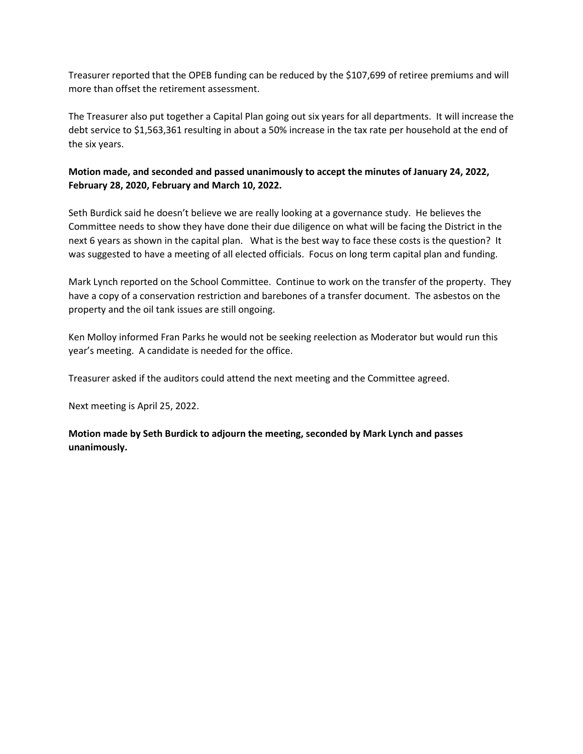Treasurer reported that the OPEB funding can be reduced by the $107,699 of retiree premiums and will more than offset the retirement assessment.

The Treasurer also put together a Capital Plan going out six years for all departments. It will increase the debt service to $1,563,361 resulting in about a 50% increase in the tax rate per household at the end of the six years.

**Motion made, and seconded and passed unanimously to accept the minutes of January 24, 2022, February 28, 2020, February and March 10, 2022.**

Seth Burdick said he doesn't believe we are really looking at a governance study. He believes the Committee needs to show they have done their due diligence on what will be facing the District in the next 6 years as shown in the capital plan. What is the best way to face these costs is the question? It was suggested to have a meeting of all elected officials. Focus on long term capital plan and funding.

Mark Lynch reported on the School Committee. Continue to work on the transfer of the property. They have a copy of a conservation restriction and barebones of a transfer document. The asbestos on the property and the oil tank issues are still ongoing.

Ken Molloy informed Fran Parks he would not be seeking reelection as Moderator but would run this year's meeting. A candidate is needed for the office.

Treasurer asked if the auditors could attend the next meeting and the Committee agreed.

Next meeting is April 25, 2022.

**Motion made by Seth Burdick to adjourn the meeting, seconded by Mark Lynch and passes unanimously.**